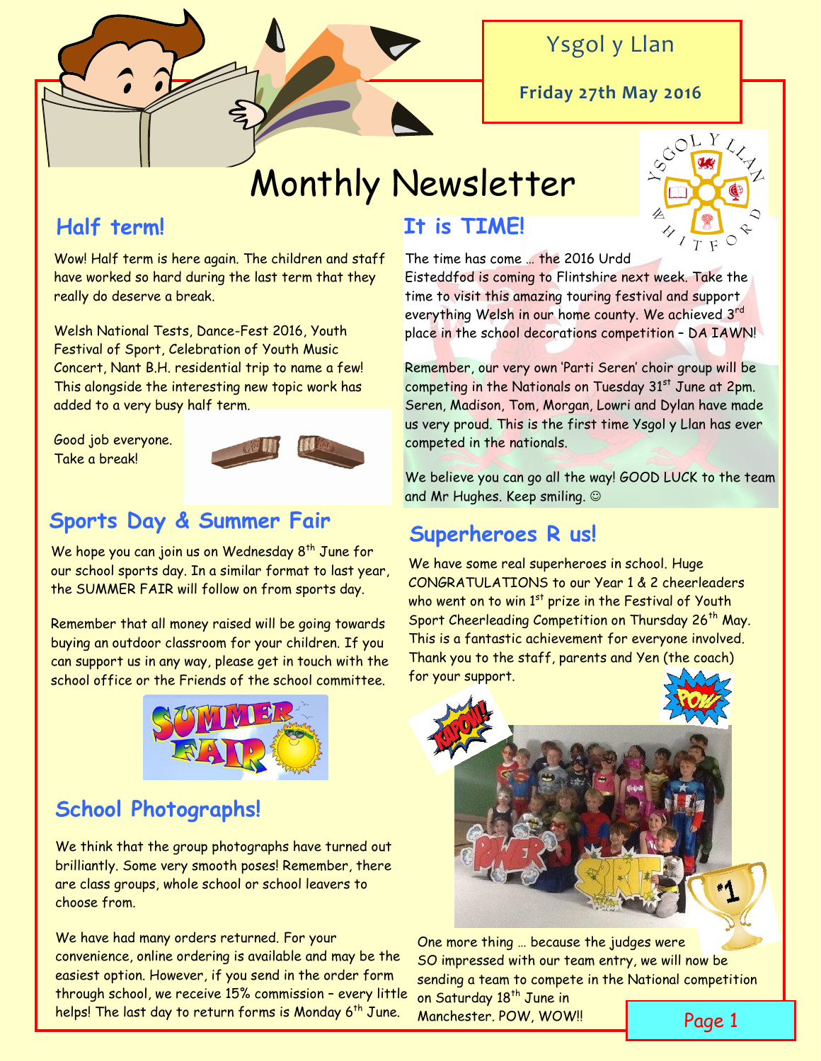Ysgol y Llan

**Friday 27th May 2016**

# Monthly Newsletter

## Half term!

Wow! Half term is here again. The children and staff have worked so hard during the last term that they really do deserve a break.

Welsh National Tests, Dance-Fest 2016, Youth Festival of Sport, Celebration of Youth Music Concert, Nant B.H. residential trip to name a few! This alongside the interesting new topic work has added to a very busy half term.

Good job everyone. Take a break!

## Sports Day & Summer Fair

We hope you can join us on Wednesday 8th June for our school sports day. In a similar format to last year, the SUMMER FAIR will follow on from sports day.

Remember that all money raised will be going towards buying an outdoor classroom for your children. If you can support us in any way, please get in touch with the school office or the Friends of the school committee.

## School Photographs!

We think that the group photographs have turned out brilliantly. Some very smooth poses! Remember, there are class groups, whole school or school leavers to choose from.

We have had many orders returned. For your convenience, online ordering is available and may be the easiest option. However, if you send in the order form through school, we receive 15% commission – every little helps! The last day to return forms is Monday 6th June.

## It is TIME!

The time has come … the 2016 Urdd Eisteddfod is coming to Flintshire next week. Take the time to visit this amazing touring festival and support everything Welsh in our home county. We achieved 3rd place in the school decorations competition – DA IAWN!

Remember, our very own 'Parti Seren' choir group will be competing in the Nationals on Tuesday 31st June at 2pm. Seren, Madison, Tom, Morgan, Lowri and Dylan have made us very proud. This is the first time Ysgol y Llan has ever competed in the nationals.

We believe you can go all the way! GOOD LUCK to the team and Mr Hughes. Keep smiling. ☺

## Superheroes R us!

We have some real superheroes in school. Huge CONGRATULATIONS to our Year 1 & 2 cheerleaders who went on to win 1st prize in the Festival of Youth Sport Cheerleading Competition on Thursday 26th May. This is a fantastic achievement for everyone involved. Thank you to the staff, parents and Yen (the coach) for your support.

One more thing … because the judges were SO impressed with our team entry, we will now be sending a team to compete in the National competition on Saturday 18th June in Manchester. POW, WOW!!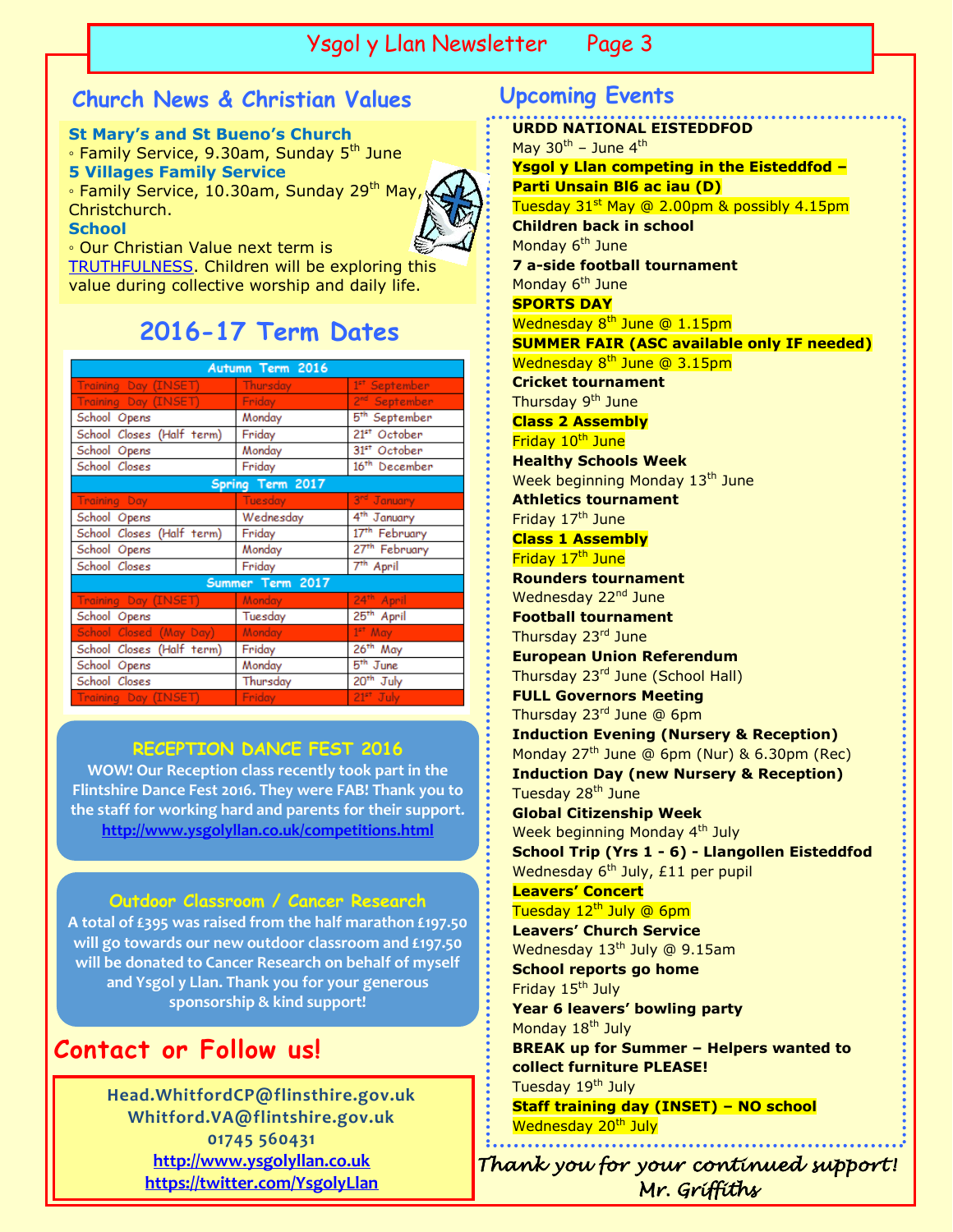## Church News & Christian Values

**St Mary's and St Bueno's Church**
- Family Service, 9.30am, Sunday 5th June

**5 Villages Family Service**
- Family Service, 10.30am, Sunday 29th May, Christchurch.

**School**
- Our Christian Value next term is TRUTHFULNESS. Children will be exploring this value during collective worship and daily life.

## 2016-17 Term Dates

| Autumn Term 2016 | | |
|---|---|---|
| Training Day (INSET) | Thursday | 1st September |
| Training Day (INSET) | Friday | 2nd September |
| School Opens | Monday | 5th September |
| School Closes (Half term) | Friday | 21st October |
| School Opens | Monday | 31st October |
| School Closes | Friday | 16th December |
| **Spring Term 2017** | | |
| Training Day | Tuesday | 3rd January |
| School Opens | Wednesday | 4th January |
| School Closes (Half term) | Friday | 17th February |
| School Opens | Monday | 27th February |
| School Closes | Friday | 7th April |
| **Summer Term 2017** | | |
| Training Day (INSET) | Monday | 24th April |
| School Opens | Tuesday | 25th April |
| School Closed (May Day) | Monday | 1st May |
| School Closes (Half term) | Friday | 26th May |
| School Opens | Monday | 5th June |
| School Closes | Thursday | 20th July |
| Training Day (INSET) | Friday | 21st July |

### RECEPTION DANCE FEST 2016

**WOW! Our Reception class recently took part in the Flintshire Dance Fest 2016. They were FAB! Thank you to the staff for working hard and parents for their support.**
**http://www.ysgolyllan.co.uk/competitions.html**

### Outdoor Classroom / Cancer Research

**A total of £395 was raised from the half marathon £197.50 will go towards our new outdoor classroom and £197.50 will be donated to Cancer Research on behalf of myself and Ysgol y Llan. Thank you for your generous sponsorship & kind support!**

## Contact or Follow us!

**Head.WhitfordCP@flinstshire.gov.uk**
**Whitford.VA@flintshire.gov.uk**
**01745 560431**
**http://www.ysgolyllan.co.uk**
**https://twitter.com/YsgolyLlan**

## Upcoming Events

**URDD NATIONAL EISTEDDFOD**
May 30th – June 4th

**Ysgol y Llan competing in the Eisteddfod – Parti Unsain Bl6 ac iau (D)**
Tuesday 31st May @ 2.00pm & possibly 4.15pm

**Children back in school**
Monday 6th June

**7 a-side football tournament**
Monday 6th June

**SPORTS DAY**
Wednesday 8th June @ 1.15pm

**SUMMER FAIR (ASC available only IF needed)**
Wednesday 8th June @ 3.15pm

**Cricket tournament**
Thursday 9th June

**Class 2 Assembly**
Friday 10th June

**Healthy Schools Week**
Week beginning Monday 13th June

**Athletics tournament**
Friday 17th June

**Class 1 Assembly**
Friday 17th June

**Rounders tournament**
Wednesday 22nd June

**Football tournament**
Thursday 23rd June

**European Union Referendum**
Thursday 23rd June (School Hall)

**FULL Governors Meeting**
Thursday 23rd June @ 6pm

**Induction Evening (Nursery & Reception)**
Monday 27th June @ 6pm (Nur) & 6.30pm (Rec)

**Induction Day (new Nursery & Reception)**
Tuesday 28th June

**Global Citizenship Week**
Week beginning Monday 4th July

**School Trip (Yrs 1 - 6) - Llangollen Eisteddfod**
Wednesday 6th July, £11 per pupil

**Leavers' Concert**
Tuesday 12th July @ 6pm

**Leavers' Church Service**
Wednesday 13th July @ 9.15am

**School reports go home**
Friday 15th July

**Year 6 leavers' bowling party**
Monday 18th July

**BREAK up for Summer – Helpers wanted to collect furniture PLEASE!**
Tuesday 19th July

**Staff training day (INSET) – NO school**
Wednesday 20th July

*Thank you for your continued support!*
*Mr. Griffiths*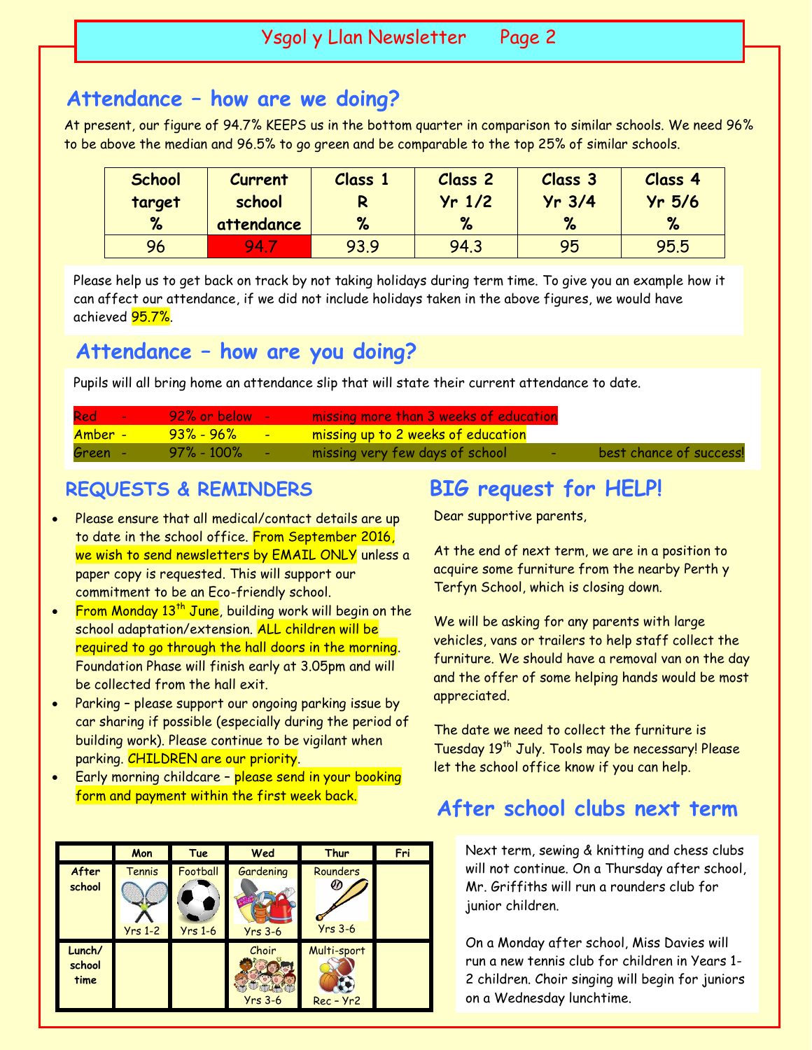## Attendance – how are we doing?

At present, our figure of 94.7% KEEPS us in the bottom quarter in comparison to similar schools. We need 96% to be above the median and 96.5% to go green and be comparable to the top 25% of similar schools.

| School target % | Current school attendance | Class 1 R % | Class 2 Yr 1/2 % | Class 3 Yr 3/4 % | Class 4 Yr 5/6 % |
|---|---|---|---|---|---|
| 96 | 94.7 | 93.9 | 94.3 | 95 | 95.5 |

Please help us to get back on track by not taking holidays during term time. To give you an example how it can affect our attendance, if we did not include holidays taken in the above figures, we would have achieved 95.7%.

## Attendance – how are you doing?

Pupils will all bring home an attendance slip that will state their current attendance to date.

| | | | | |
|---|---|---|---|---|
| Red | 92% or below | missing more than 3 weeks of education | | |
| Amber | 93% - 96% | missing up to 2 weeks of education | | |
| Green | 97% - 100% | missing very few days of school | - | best chance of success! |

## REQUESTS & REMINDERS

- Please ensure that all medical/contact details are up to date in the school office. From September 2016, we wish to send newsletters by EMAIL ONLY unless a paper copy is requested. This will support our commitment to be an Eco-friendly school.
- From Monday 13th June, building work will begin on the school adaptation/extension. ALL children will be required to go through the hall doors in the morning. Foundation Phase will finish early at 3.05pm and will be collected from the hall exit.
- Parking – please support our ongoing parking issue by car sharing if possible (especially during the period of building work). Please continue to be vigilant when parking. CHILDREN are our priority.
- Early morning childcare – please send in your booking form and payment within the first week back.

| | Mon | Tue | Wed | Thur | Fri |
|---|---|---|---|---|---|
| After school | Tennis Yrs 1-2 | Football Yrs 1-6 | Gardening Yrs 3-6 | Rounders Yrs 3-6 | |
| Lunch/ school time | | | Choir Yrs 3-6 | Multi-sport Rec – Yr2 | |

## BIG request for HELP!

Dear supportive parents,

At the end of next term, we are in a position to acquire some furniture from the nearby Perth y Terfyn School, which is closing down.

We will be asking for any parents with large vehicles, vans or trailers to help staff collect the furniture. We should have a removal van on the day and the offer of some helping hands would be most appreciated.

The date we need to collect the furniture is Tuesday 19th July. Tools may be necessary! Please let the school office know if you can help.

## After school clubs next term

Next term, sewing & knitting and chess clubs will not continue. On a Thursday after school, Mr. Griffiths will run a rounders club for junior children.

On a Monday after school, Miss Davies will run a new tennis club for children in Years 1-2 children. Choir singing will begin for juniors on a Wednesday lunchtime.